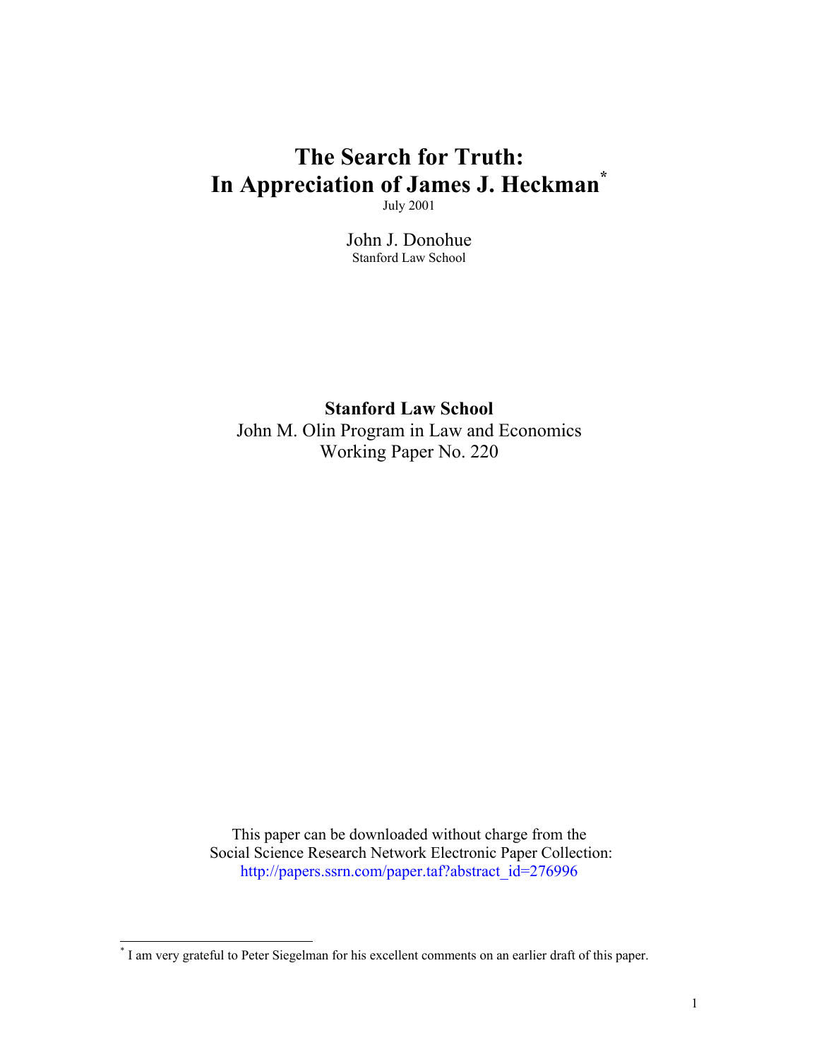# The Search for Truth: In Appreciation of James J. Heckman[*]

July 2001

John J. Donohue

Stanford Law School

**Stanford Law School**

John M. Olin Program in Law and Economics

Working Paper No. 220

This paper can be downloaded without charge from the Social Science Research Network Electronic Paper Collection:
http://papers.ssrn.com/paper.taf?abstract_id=276996

---

[*] I am very grateful to Peter Siegelman for his excellent comments on an earlier draft of this paper.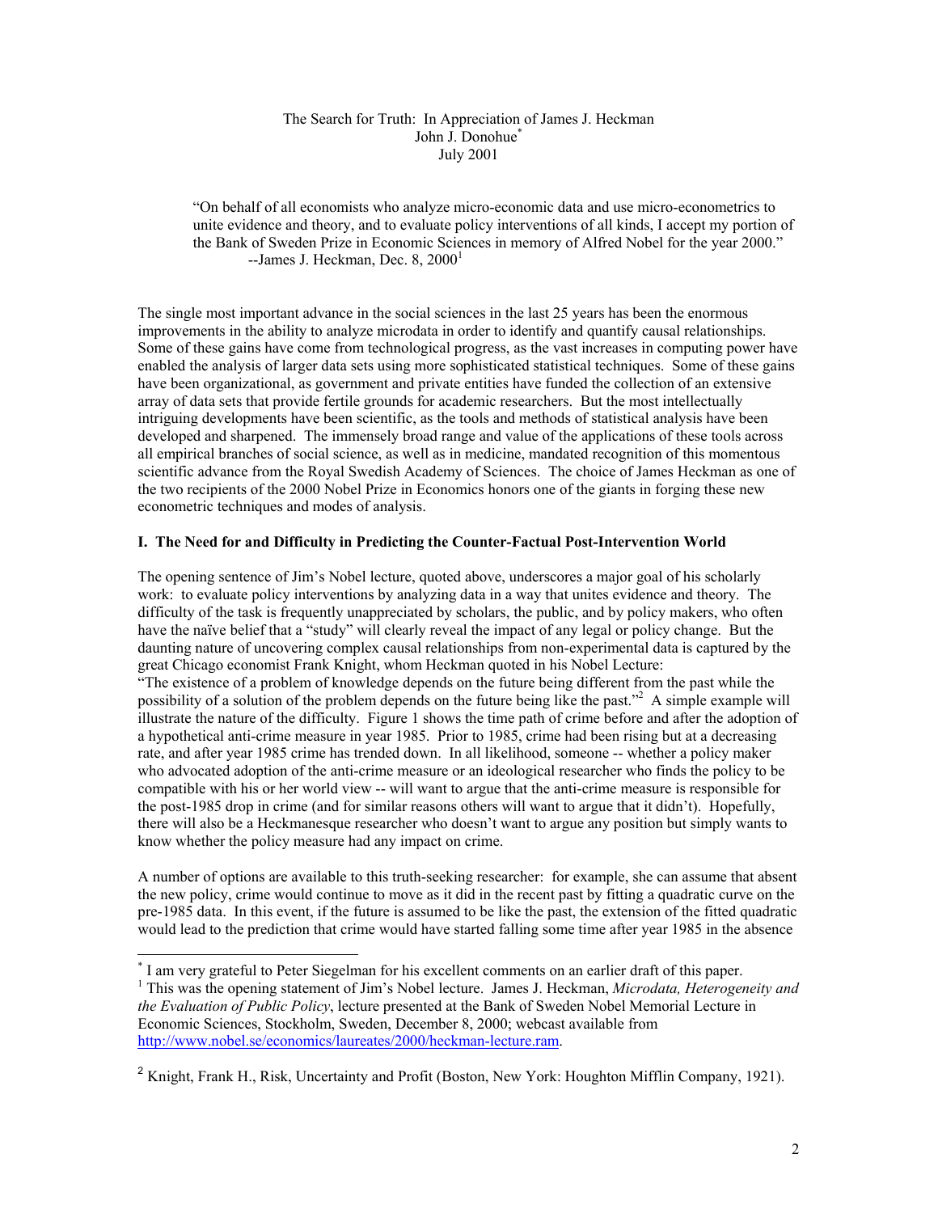The Search for Truth: In Appreciation of James J. Heckman

John J. Donohue[*]

July 2001

> "On behalf of all economists who analyze micro-economic data and use micro-econometrics to unite evidence and theory, and to evaluate policy interventions of all kinds, I accept my portion of the Bank of Sweden Prize in Economic Sciences in memory of Alfred Nobel for the year 2000."
> --James J. Heckman, Dec. 8, 2000[1]

The single most important advance in the social sciences in the last 25 years has been the enormous improvements in the ability to analyze microdata in order to identify and quantify causal relationships. Some of these gains have come from technological progress, as the vast increases in computing power have enabled the analysis of larger data sets using more sophisticated statistical techniques. Some of these gains have been organizational, as government and private entities have funded the collection of an extensive array of data sets that provide fertile grounds for academic researchers. But the most intellectually intriguing developments have been scientific, as the tools and methods of statistical analysis have been developed and sharpened. The immensely broad range and value of the applications of these tools across all empirical branches of social science, as well as in medicine, mandated recognition of this momentous scientific advance from the Royal Swedish Academy of Sciences. The choice of James Heckman as one of the two recipients of the 2000 Nobel Prize in Economics honors one of the giants in forging these new econometric techniques and modes of analysis.

## I. The Need for and Difficulty in Predicting the Counter-Factual Post-Intervention World

The opening sentence of Jim's Nobel lecture, quoted above, underscores a major goal of his scholarly work: to evaluate policy interventions by analyzing data in a way that unites evidence and theory. The difficulty of the task is frequently unappreciated by scholars, the public, and by policy makers, who often have the naïve belief that a "study" will clearly reveal the impact of any legal or policy change. But the daunting nature of uncovering complex causal relationships from non-experimental data is captured by the great Chicago economist Frank Knight, whom Heckman quoted in his Nobel Lecture: "The existence of a problem of knowledge depends on the future being different from the past while the possibility of a solution of the problem depends on the future being like the past."[2] A simple example will illustrate the nature of the difficulty. Figure 1 shows the time path of crime before and after the adoption of a hypothetical anti-crime measure in year 1985. Prior to 1985, crime had been rising but at a decreasing rate, and after year 1985 crime has trended down. In all likelihood, someone -- whether a policy maker who advocated adoption of the anti-crime measure or an ideological researcher who finds the policy to be compatible with his or her world view -- will want to argue that the anti-crime measure is responsible for the post-1985 drop in crime (and for similar reasons others will want to argue that it didn't). Hopefully, there will also be a Heckmanesque researcher who doesn't want to argue any position but simply wants to know whether the policy measure had any impact on crime.

A number of options are available to this truth-seeking researcher: for example, she can assume that absent the new policy, crime would continue to move as it did in the recent past by fitting a quadratic curve on the pre-1985 data. In this event, if the future is assumed to be like the past, the extension of the fitted quadratic would lead to the prediction that crime would have started falling some time after year 1985 in the absence

---

[*] I am very grateful to Peter Siegelman for his excellent comments on an earlier draft of this paper.

[1] This was the opening statement of Jim's Nobel lecture. James J. Heckman, *Microdata, Heterogeneity and the Evaluation of Public Policy*, lecture presented at the Bank of Sweden Nobel Memorial Lecture in Economic Sciences, Stockholm, Sweden, December 8, 2000; webcast available from http://www.nobel.se/economics/laureates/2000/heckman-lecture.ram.

[2] Knight, Frank H., Risk, Uncertainty and Profit (Boston, New York: Houghton Mifflin Company, 1921).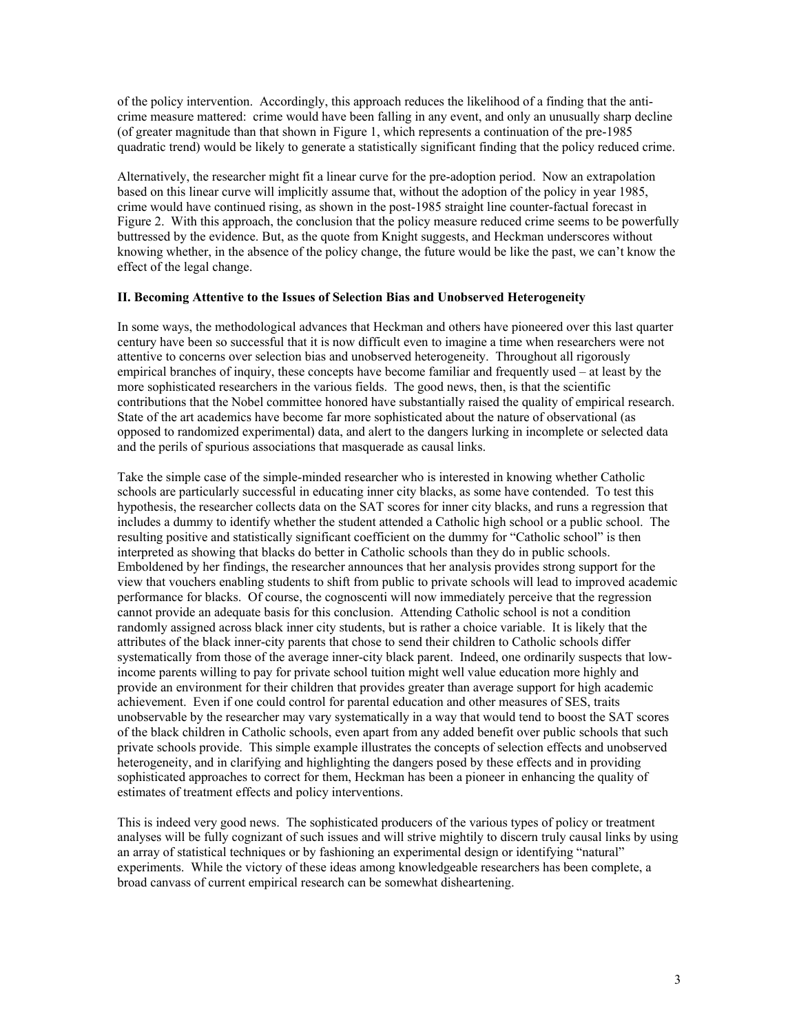of the policy intervention. Accordingly, this approach reduces the likelihood of a finding that the anti-crime measure mattered: crime would have been falling in any event, and only an unusually sharp decline (of greater magnitude than that shown in Figure 1, which represents a continuation of the pre-1985 quadratic trend) would be likely to generate a statistically significant finding that the policy reduced crime.

Alternatively, the researcher might fit a linear curve for the pre-adoption period. Now an extrapolation based on this linear curve will implicitly assume that, without the adoption of the policy in year 1985, crime would have continued rising, as shown in the post-1985 straight line counter-factual forecast in Figure 2. With this approach, the conclusion that the policy measure reduced crime seems to be powerfully buttressed by the evidence. But, as the quote from Knight suggests, and Heckman underscores without knowing whether, in the absence of the policy change, the future would be like the past, we can't know the effect of the legal change.

**II. Becoming Attentive to the Issues of Selection Bias and Unobserved Heterogeneity**

In some ways, the methodological advances that Heckman and others have pioneered over this last quarter century have been so successful that it is now difficult even to imagine a time when researchers were not attentive to concerns over selection bias and unobserved heterogeneity. Throughout all rigorously empirical branches of inquiry, these concepts have become familiar and frequently used – at least by the more sophisticated researchers in the various fields. The good news, then, is that the scientific contributions that the Nobel committee honored have substantially raised the quality of empirical research. State of the art academics have become far more sophisticated about the nature of observational (as opposed to randomized experimental) data, and alert to the dangers lurking in incomplete or selected data and the perils of spurious associations that masquerade as causal links.

Take the simple case of the simple-minded researcher who is interested in knowing whether Catholic schools are particularly successful in educating inner city blacks, as some have contended. To test this hypothesis, the researcher collects data on the SAT scores for inner city blacks, and runs a regression that includes a dummy to identify whether the student attended a Catholic high school or a public school. The resulting positive and statistically significant coefficient on the dummy for "Catholic school" is then interpreted as showing that blacks do better in Catholic schools than they do in public schools. Emboldened by her findings, the researcher announces that her analysis provides strong support for the view that vouchers enabling students to shift from public to private schools will lead to improved academic performance for blacks. Of course, the cognoscenti will now immediately perceive that the regression cannot provide an adequate basis for this conclusion. Attending Catholic school is not a condition randomly assigned across black inner city students, but is rather a choice variable. It is likely that the attributes of the black inner-city parents that chose to send their children to Catholic schools differ systematically from those of the average inner-city black parent. Indeed, one ordinarily suspects that low-income parents willing to pay for private school tuition might well value education more highly and provide an environment for their children that provides greater than average support for high academic achievement. Even if one could control for parental education and other measures of SES, traits unobservable by the researcher may vary systematically in a way that would tend to boost the SAT scores of the black children in Catholic schools, even apart from any added benefit over public schools that such private schools provide. This simple example illustrates the concepts of selection effects and unobserved heterogeneity, and in clarifying and highlighting the dangers posed by these effects and in providing sophisticated approaches to correct for them, Heckman has been a pioneer in enhancing the quality of estimates of treatment effects and policy interventions.

This is indeed very good news. The sophisticated producers of the various types of policy or treatment analyses will be fully cognizant of such issues and will strive mightily to discern truly causal links by using an array of statistical techniques or by fashioning an experimental design or identifying "natural" experiments. While the victory of these ideas among knowledgeable researchers has been complete, a broad canvass of current empirical research can be somewhat disheartening.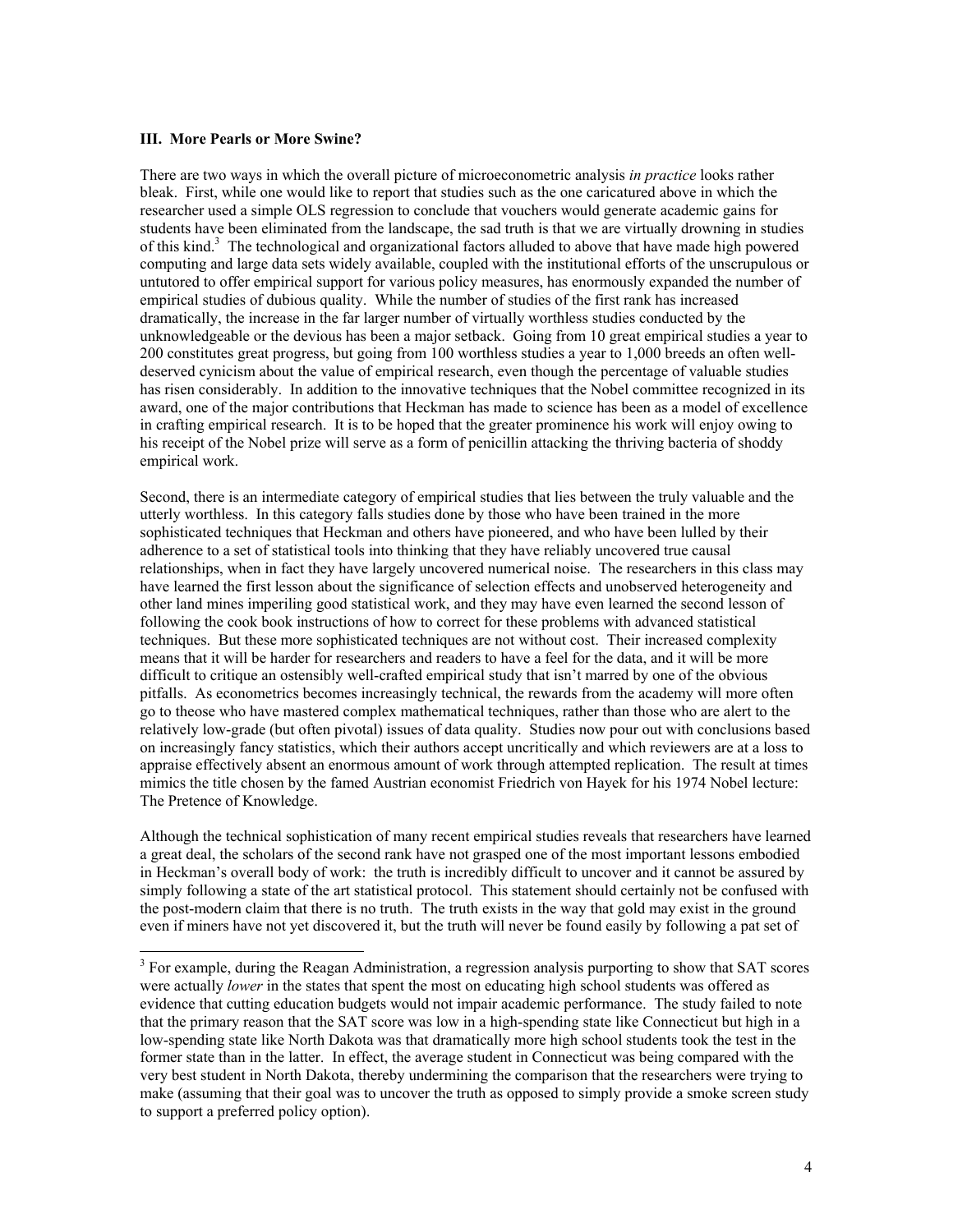### III. More Pearls or More Swine?

There are two ways in which the overall picture of microeconometric analysis *in practice* looks rather bleak. First, while one would like to report that studies such as the one caricatured above in which the researcher used a simple OLS regression to conclude that vouchers would generate academic gains for students have been eliminated from the landscape, the sad truth is that we are virtually drowning in studies of this kind.[3] The technological and organizational factors alluded to above that have made high powered computing and large data sets widely available, coupled with the institutional efforts of the unscrupulous or untutored to offer empirical support for various policy measures, has enormously expanded the number of empirical studies of dubious quality. While the number of studies of the first rank has increased dramatically, the increase in the far larger number of virtually worthless studies conducted by the unknowledgeable or the devious has been a major setback. Going from 10 great empirical studies a year to 200 constitutes great progress, but going from 100 worthless studies a year to 1,000 breeds an often well-deserved cynicism about the value of empirical research, even though the percentage of valuable studies has risen considerably. In addition to the innovative techniques that the Nobel committee recognized in its award, one of the major contributions that Heckman has made to science has been as a model of excellence in crafting empirical research. It is to be hoped that the greater prominence his work will enjoy owing to his receipt of the Nobel prize will serve as a form of penicillin attacking the thriving bacteria of shoddy empirical work.

Second, there is an intermediate category of empirical studies that lies between the truly valuable and the utterly worthless. In this category falls studies done by those who have been trained in the more sophisticated techniques that Heckman and others have pioneered, and who have been lulled by their adherence to a set of statistical tools into thinking that they have reliably uncovered true causal relationships, when in fact they have largely uncovered numerical noise. The researchers in this class may have learned the first lesson about the significance of selection effects and unobserved heterogeneity and other land mines imperiling good statistical work, and they may have even learned the second lesson of following the cook book instructions of how to correct for these problems with advanced statistical techniques. But these more sophisticated techniques are not without cost. Their increased complexity means that it will be harder for researchers and readers to have a feel for the data, and it will be more difficult to critique an ostensibly well-crafted empirical study that isn't marred by one of the obvious pitfalls. As econometrics becomes increasingly technical, the rewards from the academy will more often go to theose who have mastered complex mathematical techniques, rather than those who are alert to the relatively low-grade (but often pivotal) issues of data quality. Studies now pour out with conclusions based on increasingly fancy statistics, which their authors accept uncritically and which reviewers are at a loss to appraise effectively absent an enormous amount of work through attempted replication. The result at times mimics the title chosen by the famed Austrian economist Friedrich von Hayek for his 1974 Nobel lecture: The Pretence of Knowledge.

Although the technical sophistication of many recent empirical studies reveals that researchers have learned a great deal, the scholars of the second rank have not grasped one of the most important lessons embodied in Heckman's overall body of work: the truth is incredibly difficult to uncover and it cannot be assured by simply following a state of the art statistical protocol. This statement should certainly not be confused with the post-modern claim that there is no truth. The truth exists in the way that gold may exist in the ground even if miners have not yet discovered it, but the truth will never be found easily by following a pat set of

---

[3] For example, during the Reagan Administration, a regression analysis purporting to show that SAT scores were actually *lower* in the states that spent the most on educating high school students was offered as evidence that cutting education budgets would not impair academic performance. The study failed to note that the primary reason that the SAT score was low in a high-spending state like Connecticut but high in a low-spending state like North Dakota was that dramatically more high school students took the test in the former state than in the latter. In effect, the average student in Connecticut was being compared with the very best student in North Dakota, thereby undermining the comparison that the researchers were trying to make (assuming that their goal was to uncover the truth as opposed to simply provide a smoke screen study to support a preferred policy option).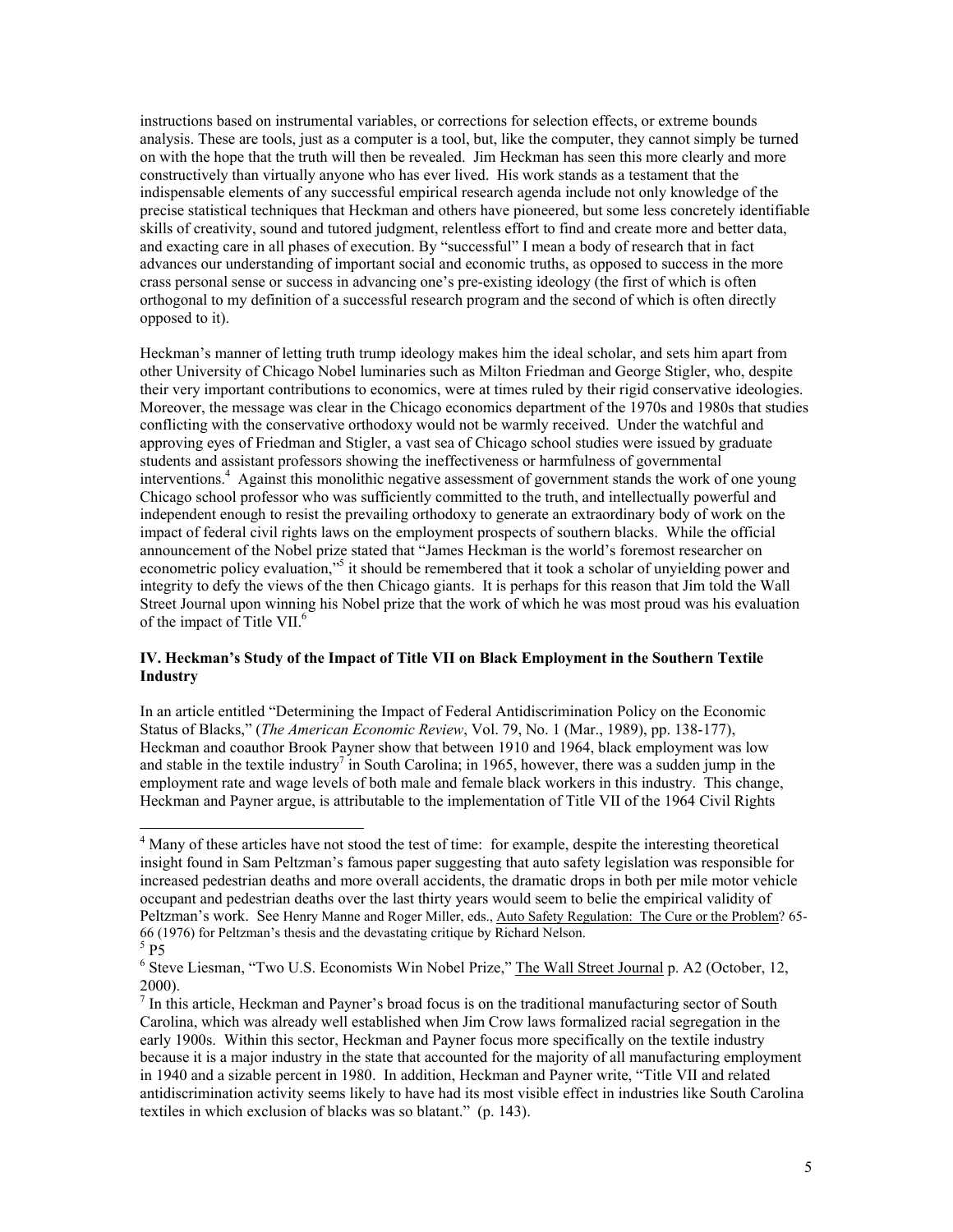instructions based on instrumental variables, or corrections for selection effects, or extreme bounds analysis. These are tools, just as a computer is a tool, but, like the computer, they cannot simply be turned on with the hope that the truth will then be revealed. Jim Heckman has seen this more clearly and more constructively than virtually anyone who has ever lived. His work stands as a testament that the indispensable elements of any successful empirical research agenda include not only knowledge of the precise statistical techniques that Heckman and others have pioneered, but some less concretely identifiable skills of creativity, sound and tutored judgment, relentless effort to find and create more and better data, and exacting care in all phases of execution. By "successful" I mean a body of research that in fact advances our understanding of important social and economic truths, as opposed to success in the more crass personal sense or success in advancing one's pre-existing ideology (the first of which is often orthogonal to my definition of a successful research program and the second of which is often directly opposed to it).

Heckman's manner of letting truth trump ideology makes him the ideal scholar, and sets him apart from other University of Chicago Nobel luminaries such as Milton Friedman and George Stigler, who, despite their very important contributions to economics, were at times ruled by their rigid conservative ideologies. Moreover, the message was clear in the Chicago economics department of the 1970s and 1980s that studies conflicting with the conservative orthodoxy would not be warmly received. Under the watchful and approving eyes of Friedman and Stigler, a vast sea of Chicago school studies were issued by graduate students and assistant professors showing the ineffectiveness or harmfulness of governmental interventions.[4] Against this monolithic negative assessment of government stands the work of one young Chicago school professor who was sufficiently committed to the truth, and intellectually powerful and independent enough to resist the prevailing orthodoxy to generate an extraordinary body of work on the impact of federal civil rights laws on the employment prospects of southern blacks. While the official announcement of the Nobel prize stated that "James Heckman is the world's foremost researcher on econometric policy evaluation,"[5] it should be remembered that it took a scholar of unyielding power and integrity to defy the views of the then Chicago giants. It is perhaps for this reason that Jim told the Wall Street Journal upon winning his Nobel prize that the work of which he was most proud was his evaluation of the impact of Title VII.[6]

### IV. Heckman's Study of the Impact of Title VII on Black Employment in the Southern Textile Industry

In an article entitled "Determining the Impact of Federal Antidiscrimination Policy on the Economic Status of Blacks," (*The American Economic Review*, Vol. 79, No. 1 (Mar., 1989), pp. 138-177), Heckman and coauthor Brook Payner show that between 1910 and 1964, black employment was low and stable in the textile industry[7] in South Carolina; in 1965, however, there was a sudden jump in the employment rate and wage levels of both male and female black workers in this industry. This change, Heckman and Payner argue, is attributable to the implementation of Title VII of the 1964 Civil Rights

---

[4] Many of these articles have not stood the test of time: for example, despite the interesting theoretical insight found in Sam Peltzman's famous paper suggesting that auto safety legislation was responsible for increased pedestrian deaths and more overall accidents, the dramatic drops in both per mile motor vehicle occupant and pedestrian deaths over the last thirty years would seem to belie the empirical validity of Peltzman's work. See Henry Manne and Roger Miller, eds., Auto Safety Regulation: The Cure or the Problem? 65-66 (1976) for Peltzman's thesis and the devastating critique by Richard Nelson.

[5] P5

[6] Steve Liesman, "Two U.S. Economists Win Nobel Prize," The Wall Street Journal p. A2 (October, 12, 2000).

[7] In this article, Heckman and Payner's broad focus is on the traditional manufacturing sector of South Carolina, which was already well established when Jim Crow laws formalized racial segregation in the early 1900s. Within this sector, Heckman and Payner focus more specifically on the textile industry because it is a major industry in the state that accounted for the majority of all manufacturing employment in 1940 and a sizable percent in 1980. In addition, Heckman and Payner write, "Title VII and related antidiscrimination activity seems likely to have had its most visible effect in industries like South Carolina textiles in which exclusion of blacks was so blatant." (p. 143).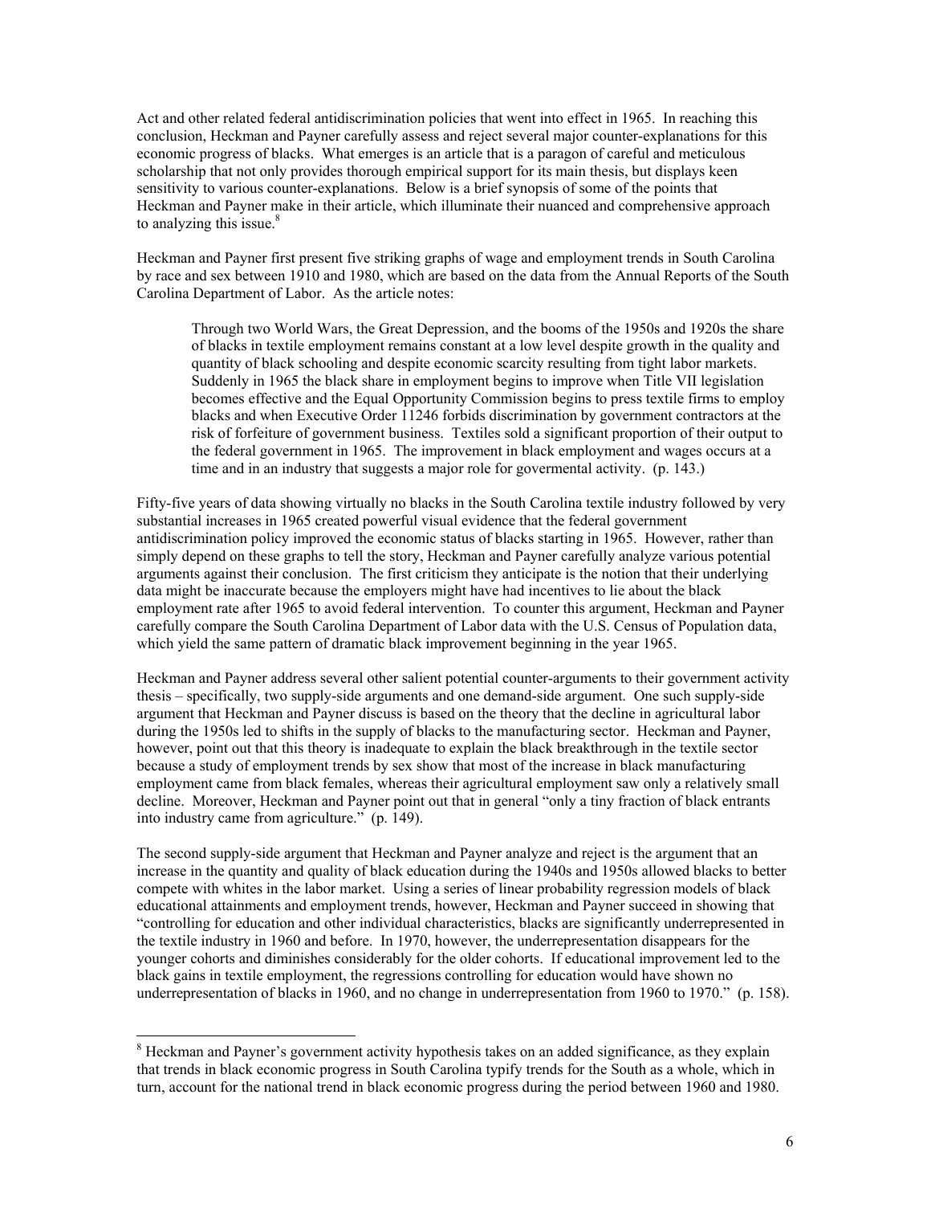Act and other related federal antidiscrimination policies that went into effect in 1965. In reaching this conclusion, Heckman and Payner carefully assess and reject several major counter-explanations for this economic progress of blacks. What emerges is an article that is a paragon of careful and meticulous scholarship that not only provides thorough empirical support for its main thesis, but displays keen sensitivity to various counter-explanations. Below is a brief synopsis of some of the points that Heckman and Payner make in their article, which illuminate their nuanced and comprehensive approach to analyzing this issue.[8]

Heckman and Payner first present five striking graphs of wage and employment trends in South Carolina by race and sex between 1910 and 1980, which are based on the data from the Annual Reports of the South Carolina Department of Labor. As the article notes:

> Through two World Wars, the Great Depression, and the booms of the 1950s and 1920s the share of blacks in textile employment remains constant at a low level despite growth in the quality and quantity of black schooling and despite economic scarcity resulting from tight labor markets. Suddenly in 1965 the black share in employment begins to improve when Title VII legislation becomes effective and the Equal Opportunity Commission begins to press textile firms to employ blacks and when Executive Order 11246 forbids discrimination by government contractors at the risk of forfeiture of government business. Textiles sold a significant proportion of their output to the federal government in 1965. The improvement in black employment and wages occurs at a time and in an industry that suggests a major role for govermental activity. (p. 143.)

Fifty-five years of data showing virtually no blacks in the South Carolina textile industry followed by very substantial increases in 1965 created powerful visual evidence that the federal government antidiscrimination policy improved the economic status of blacks starting in 1965. However, rather than simply depend on these graphs to tell the story, Heckman and Payner carefully analyze various potential arguments against their conclusion. The first criticism they anticipate is the notion that their underlying data might be inaccurate because the employers might have had incentives to lie about the black employment rate after 1965 to avoid federal intervention. To counter this argument, Heckman and Payner carefully compare the South Carolina Department of Labor data with the U.S. Census of Population data, which yield the same pattern of dramatic black improvement beginning in the year 1965.

Heckman and Payner address several other salient potential counter-arguments to their government activity thesis – specifically, two supply-side arguments and one demand-side argument. One such supply-side argument that Heckman and Payner discuss is based on the theory that the decline in agricultural labor during the 1950s led to shifts in the supply of blacks to the manufacturing sector. Heckman and Payner, however, point out that this theory is inadequate to explain the black breakthrough in the textile sector because a study of employment trends by sex show that most of the increase in black manufacturing employment came from black females, whereas their agricultural employment saw only a relatively small decline. Moreover, Heckman and Payner point out that in general "only a tiny fraction of black entrants into industry came from agriculture." (p. 149).

The second supply-side argument that Heckman and Payner analyze and reject is the argument that an increase in the quantity and quality of black education during the 1940s and 1950s allowed blacks to better compete with whites in the labor market. Using a series of linear probability regression models of black educational attainments and employment trends, however, Heckman and Payner succeed in showing that "controlling for education and other individual characteristics, blacks are significantly underrepresented in the textile industry in 1960 and before. In 1970, however, the underrepresentation disappears for the younger cohorts and diminishes considerably for the older cohorts. If educational improvement led to the black gains in textile employment, the regressions controlling for education would have shown no underrepresentation of blacks in 1960, and no change in underrepresentation from 1960 to 1970." (p. 158).

[8] Heckman and Payner's government activity hypothesis takes on an added significance, as they explain that trends in black economic progress in South Carolina typify trends for the South as a whole, which in turn, account for the national trend in black economic progress during the period between 1960 and 1980.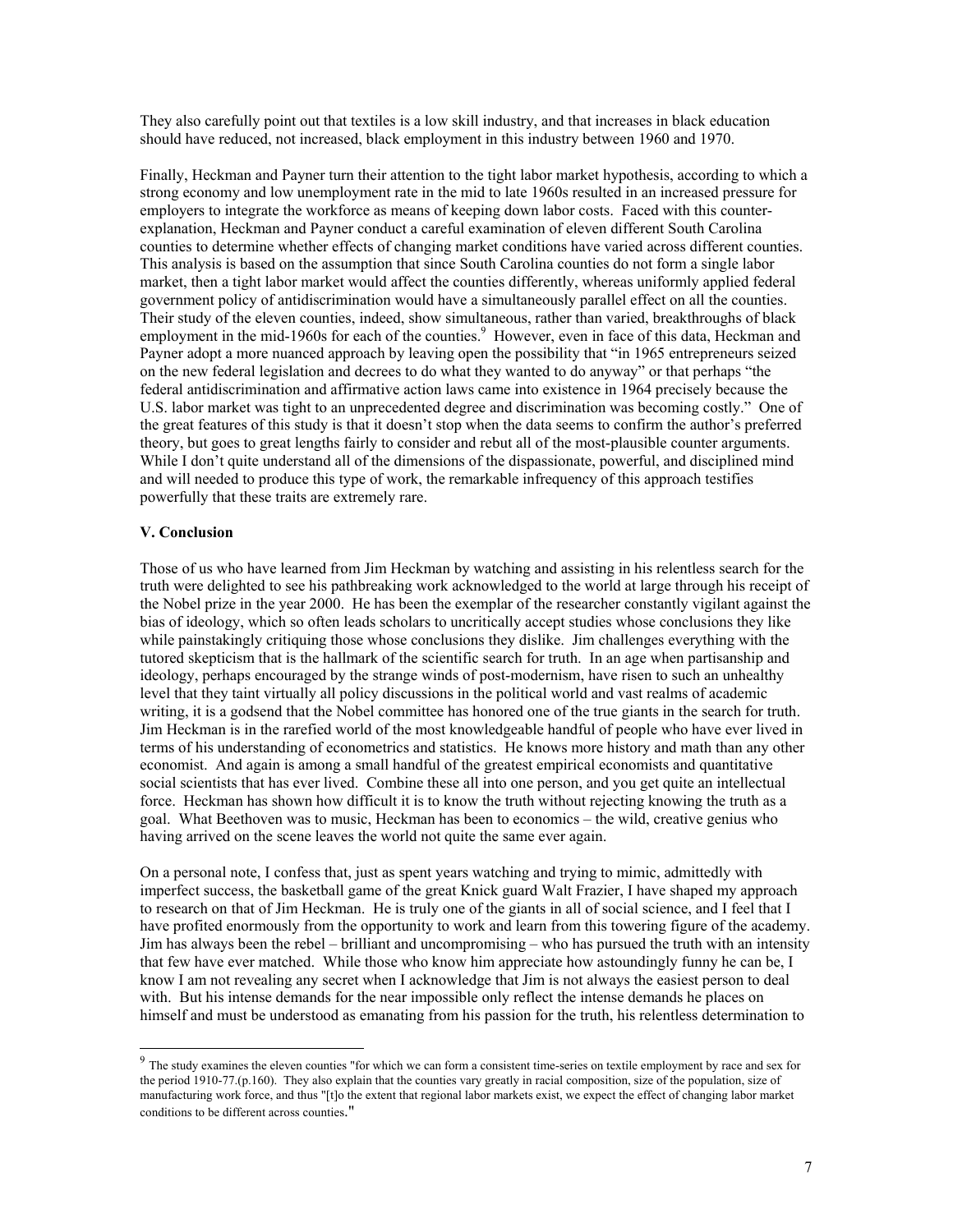They also carefully point out that textiles is a low skill industry, and that increases in black education should have reduced, not increased, black employment in this industry between 1960 and 1970.

Finally, Heckman and Payner turn their attention to the tight labor market hypothesis, according to which a strong economy and low unemployment rate in the mid to late 1960s resulted in an increased pressure for employers to integrate the workforce as means of keeping down labor costs. Faced with this counter-explanation, Heckman and Payner conduct a careful examination of eleven different South Carolina counties to determine whether effects of changing market conditions have varied across different counties. This analysis is based on the assumption that since South Carolina counties do not form a single labor market, then a tight labor market would affect the counties differently, whereas uniformly applied federal government policy of antidiscrimination would have a simultaneously parallel effect on all the counties. Their study of the eleven counties, indeed, show simultaneous, rather than varied, breakthroughs of black employment in the mid-1960s for each of the counties.[9] However, even in face of this data, Heckman and Payner adopt a more nuanced approach by leaving open the possibility that "in 1965 entrepreneurs seized on the new federal legislation and decrees to do what they wanted to do anyway" or that perhaps "the federal antidiscrimination and affirmative action laws came into existence in 1964 precisely because the U.S. labor market was tight to an unprecedented degree and discrimination was becoming costly." One of the great features of this study is that it doesn't stop when the data seems to confirm the author's preferred theory, but goes to great lengths fairly to consider and rebut all of the most-plausible counter arguments. While I don't quite understand all of the dimensions of the dispassionate, powerful, and disciplined mind and will needed to produce this type of work, the remarkable infrequency of this approach testifies powerfully that these traits are extremely rare.

### V. Conclusion

Those of us who have learned from Jim Heckman by watching and assisting in his relentless search for the truth were delighted to see his pathbreaking work acknowledged to the world at large through his receipt of the Nobel prize in the year 2000. He has been the exemplar of the researcher constantly vigilant against the bias of ideology, which so often leads scholars to uncritically accept studies whose conclusions they like while painstakingly critiquing those whose conclusions they dislike. Jim challenges everything with the tutored skepticism that is the hallmark of the scientific search for truth. In an age when partisanship and ideology, perhaps encouraged by the strange winds of post-modernism, have risen to such an unhealthy level that they taint virtually all policy discussions in the political world and vast realms of academic writing, it is a godsend that the Nobel committee has honored one of the true giants in the search for truth. Jim Heckman is in the rarefied world of the most knowledgeable handful of people who have ever lived in terms of his understanding of econometrics and statistics. He knows more history and math than any other economist. And again is among a small handful of the greatest empirical economists and quantitative social scientists that has ever lived. Combine these all into one person, and you get quite an intellectual force. Heckman has shown how difficult it is to know the truth without rejecting knowing the truth as a goal. What Beethoven was to music, Heckman has been to economics – the wild, creative genius who having arrived on the scene leaves the world not quite the same ever again.

On a personal note, I confess that, just as spent years watching and trying to mimic, admittedly with imperfect success, the basketball game of the great Knick guard Walt Frazier, I have shaped my approach to research on that of Jim Heckman. He is truly one of the giants in all of social science, and I feel that I have profited enormously from the opportunity to work and learn from this towering figure of the academy. Jim has always been the rebel – brilliant and uncompromising – who has pursued the truth with an intensity that few have ever matched. While those who know him appreciate how astoundingly funny he can be, I know I am not revealing any secret when I acknowledge that Jim is not always the easiest person to deal with. But his intense demands for the near impossible only reflect the intense demands he places on himself and must be understood as emanating from his passion for the truth, his relentless determination to

---

[9] The study examines the eleven counties "for which we can form a consistent time-series on textile employment by race and sex for the period 1910-77.(p.160). They also explain that the counties vary greatly in racial composition, size of the population, size of manufacturing work force, and thus "[t]o the extent that regional labor markets exist, we expect the effect of changing labor market conditions to be different across counties."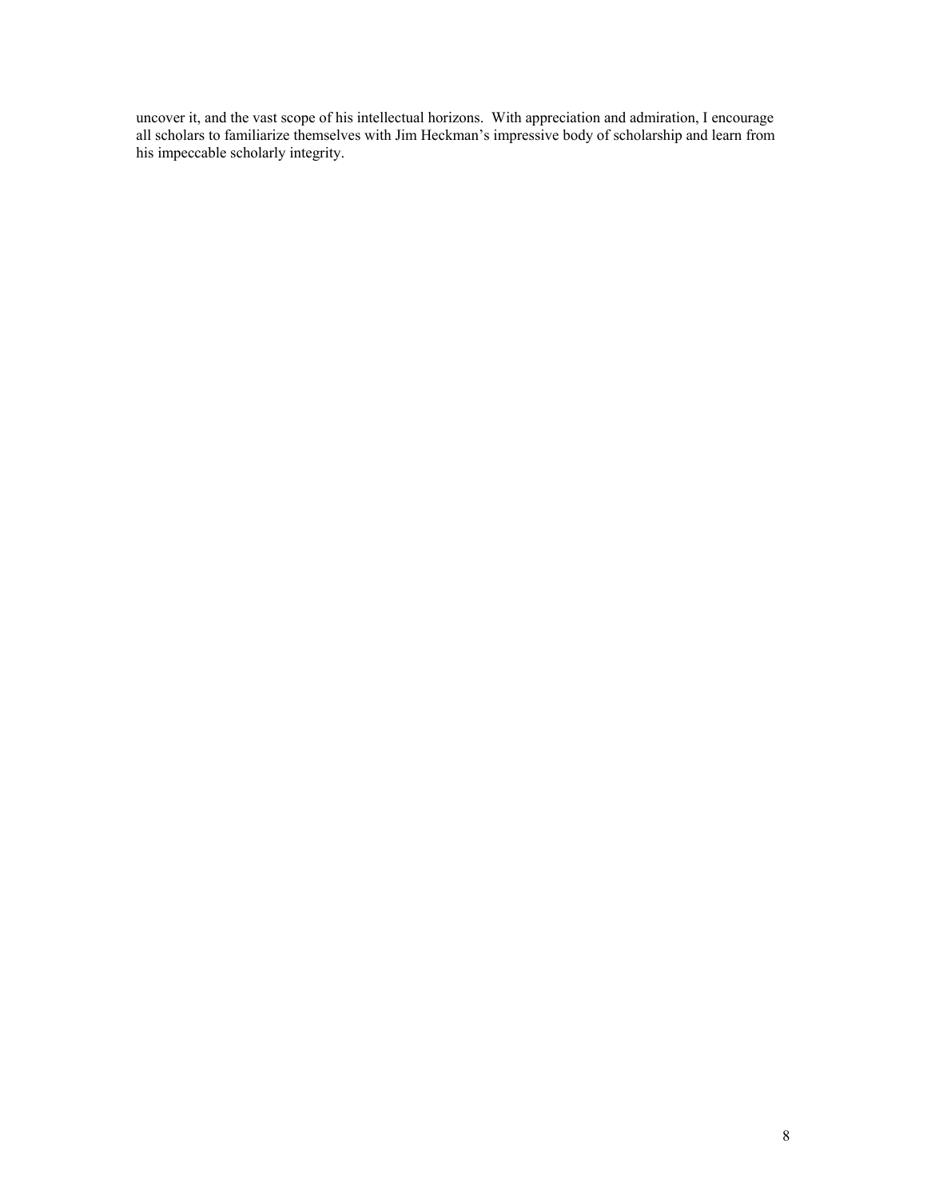uncover it, and the vast scope of his intellectual horizons. With appreciation and admiration, I encourage all scholars to familiarize themselves with Jim Heckman's impressive body of scholarship and learn from his impeccable scholarly integrity.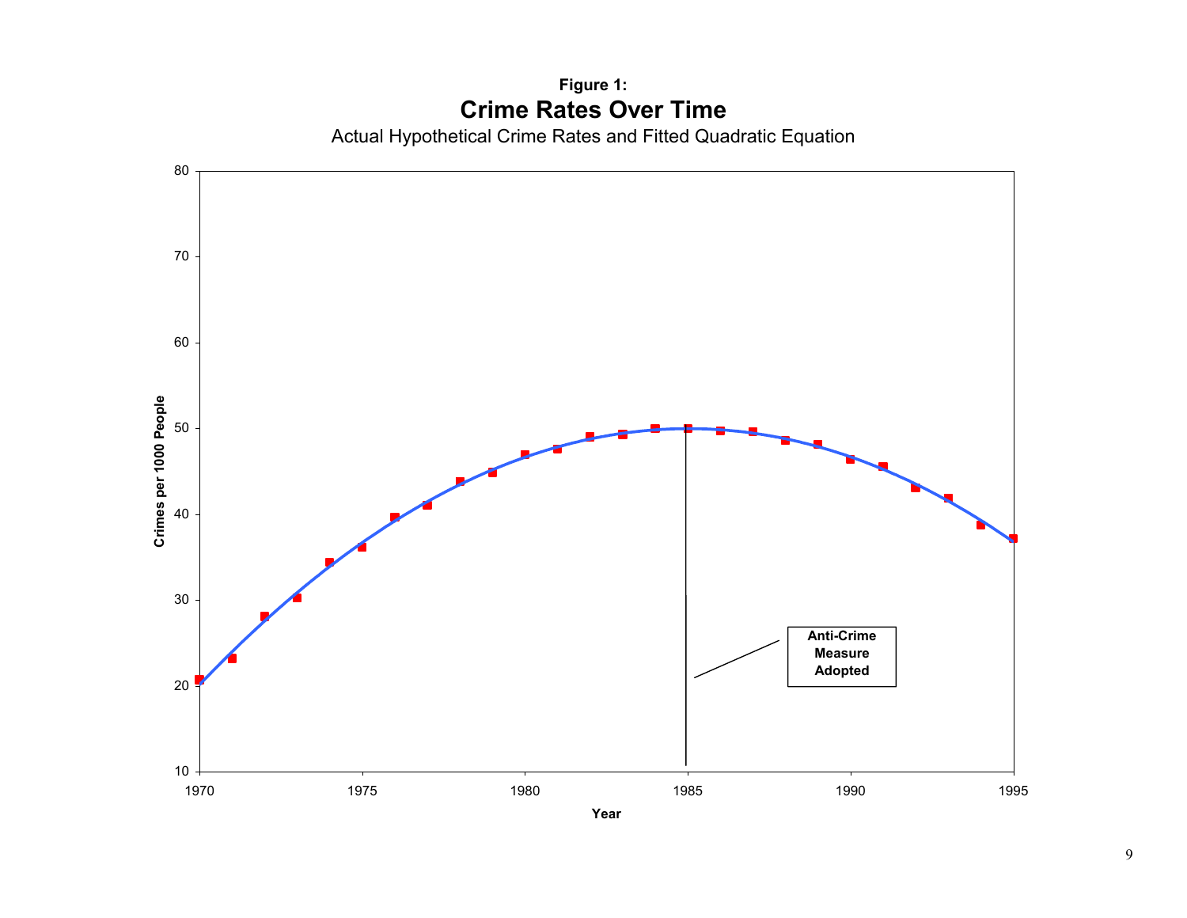**Figure 1:**

**Crime Rates Over Time**

Actual Hypothetical Crime Rates and Fitted Quadratic Equation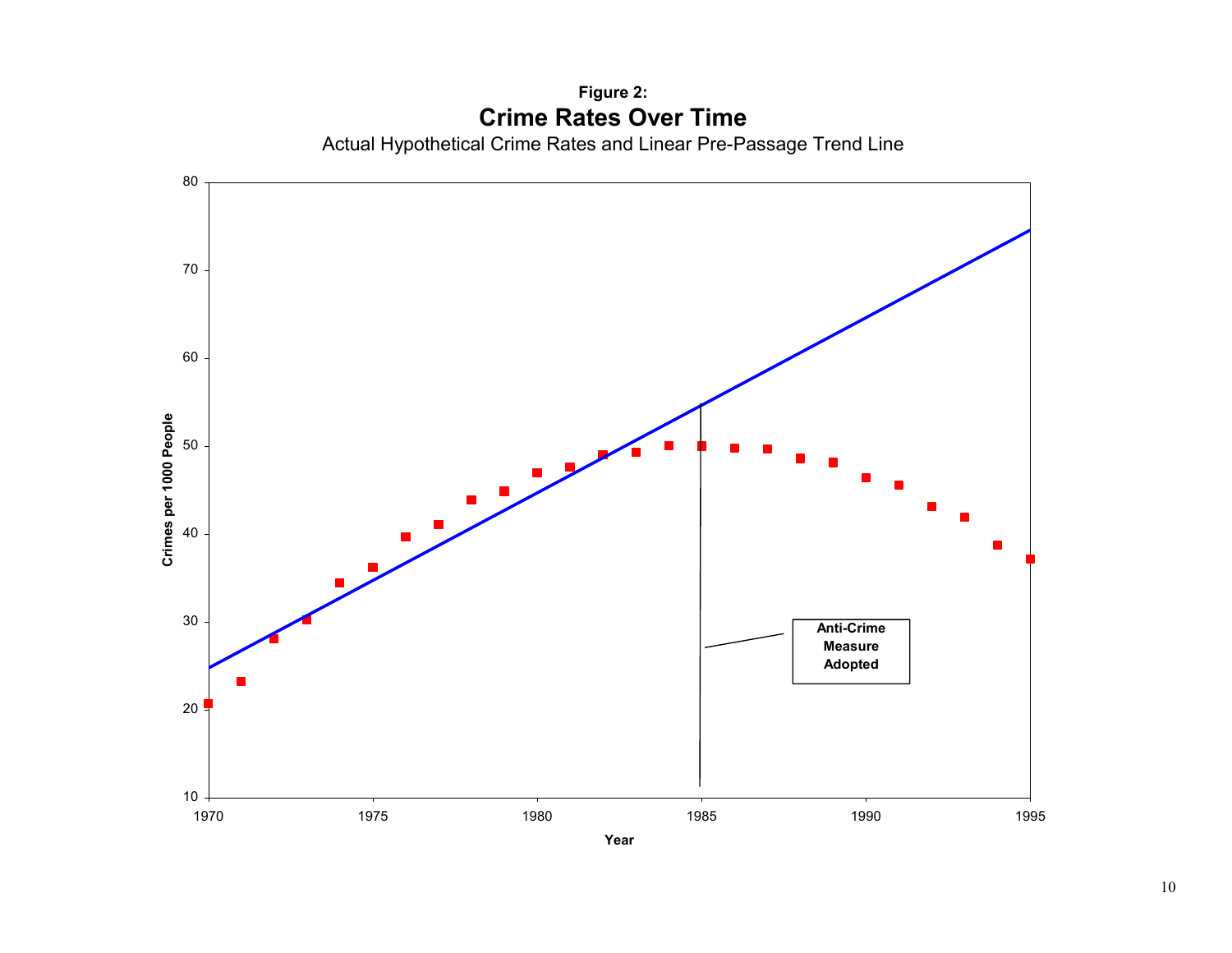**Figure 2:**

**Crime Rates Over Time**

Actual Hypothetical Crime Rates and Linear Pre-Passage Trend Line

Crimes per 1000 People

80
70
60
50
40
30
20
10

1970
1975
1980
1985
1990
1995

Year

**Anti-Crime Measure Adopted**